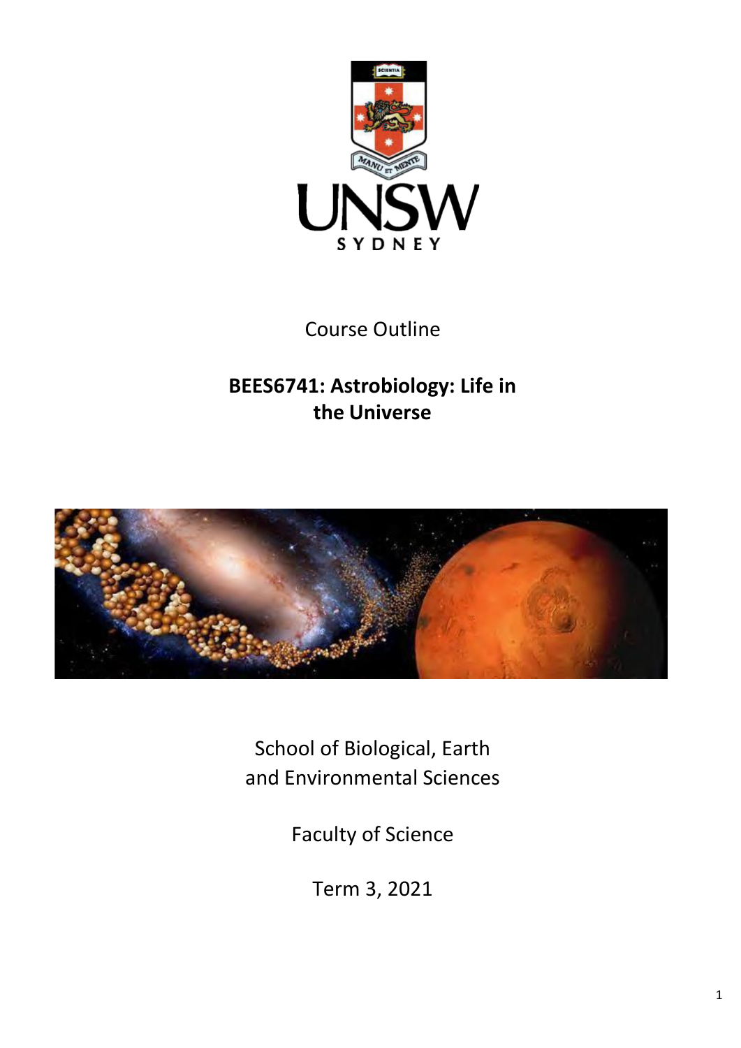UNSW SYDNEY

Course Outline

# BEES6741: Astrobiology: Life in the Universe

School of Biological, Earth and Environmental Sciences

Faculty of Science

Term 3, 2021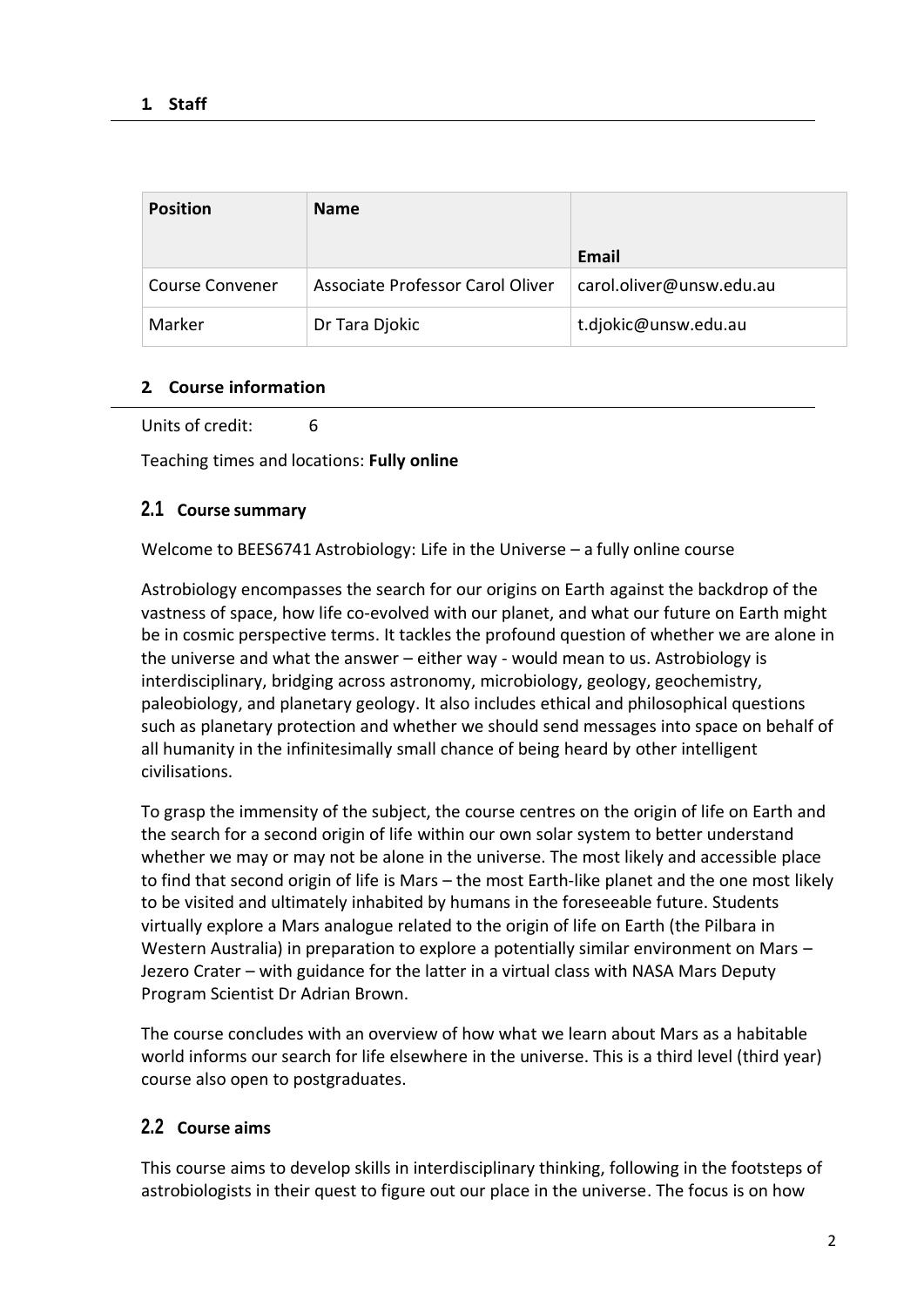## 1. Staff

| Position | Name | Email |
| --- | --- | --- |
| Course Convener | Associate Professor Carol Oliver | carol.oliver@unsw.edu.au |
| Marker | Dr Tara Djokic | t.djokic@unsw.edu.au |

## 2. Course information

Units of credit: 6

Teaching times and locations: **Fully online**

### 2.1 Course summary

Welcome to BEES6741 Astrobiology: Life in the Universe – a fully online course

Astrobiology encompasses the search for our origins on Earth against the backdrop of the vastness of space, how life co-evolved with our planet, and what our future on Earth might be in cosmic perspective terms. It tackles the profound question of whether we are alone in the universe and what the answer – either way - would mean to us. Astrobiology is interdisciplinary, bridging across astronomy, microbiology, geology, geochemistry, paleobiology, and planetary geology. It also includes ethical and philosophical questions such as planetary protection and whether we should send messages into space on behalf of all humanity in the infinitesimally small chance of being heard by other intelligent civilisations.

To grasp the immensity of the subject, the course centres on the origin of life on Earth and the search for a second origin of life within our own solar system to better understand whether we may or may not be alone in the universe. The most likely and accessible place to find that second origin of life is Mars – the most Earth-like planet and the one most likely to be visited and ultimately inhabited by humans in the foreseeable future. Students virtually explore a Mars analogue related to the origin of life on Earth (the Pilbara in Western Australia) in preparation to explore a potentially similar environment on Mars – Jezero Crater – with guidance for the latter in a virtual class with NASA Mars Deputy Program Scientist Dr Adrian Brown.

The course concludes with an overview of how what we learn about Mars as a habitable world informs our search for life elsewhere in the universe. This is a third level (third year) course also open to postgraduates.

### 2.2 Course aims

This course aims to develop skills in interdisciplinary thinking, following in the footsteps of astrobiologists in their quest to figure out our place in the universe. The focus is on how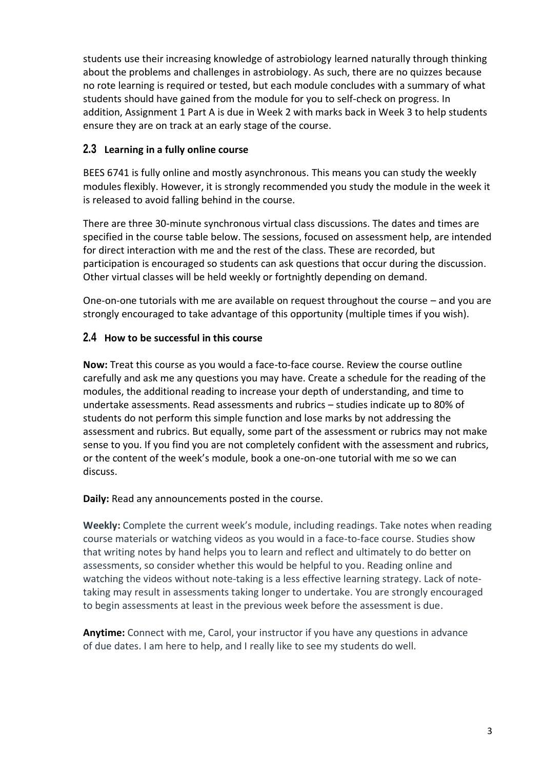students use their increasing knowledge of astrobiology learned naturally through thinking about the problems and challenges in astrobiology. As such, there are no quizzes because no rote learning is required or tested, but each module concludes with a summary of what students should have gained from the module for you to self-check on progress. In addition, Assignment 1 Part A is due in Week 2 with marks back in Week 3 to help students ensure they are on track at an early stage of the course.

## 2.3 Learning in a fully online course

BEES 6741 is fully online and mostly asynchronous. This means you can study the weekly modules flexibly. However, it is strongly recommended you study the module in the week it is released to avoid falling behind in the course.

There are three 30-minute synchronous virtual class discussions. The dates and times are specified in the course table below. The sessions, focused on assessment help, are intended for direct interaction with me and the rest of the class. These are recorded, but participation is encouraged so students can ask questions that occur during the discussion. Other virtual classes will be held weekly or fortnightly depending on demand.

One-on-one tutorials with me are available on request throughout the course – and you are strongly encouraged to take advantage of this opportunity (multiple times if you wish).

## 2.4 How to be successful in this course

**Now:** Treat this course as you would a face-to-face course. Review the course outline carefully and ask me any questions you may have. Create a schedule for the reading of the modules, the additional reading to increase your depth of understanding, and time to undertake assessments. Read assessments and rubrics – studies indicate up to 80% of students do not perform this simple function and lose marks by not addressing the assessment and rubrics. But equally, some part of the assessment or rubrics may not make sense to you. If you find you are not completely confident with the assessment and rubrics, or the content of the week's module, book a one-on-one tutorial with me so we can discuss.

**Daily:** Read any announcements posted in the course.

**Weekly:** Complete the current week's module, including readings. Take notes when reading course materials or watching videos as you would in a face-to-face course. Studies show that writing notes by hand helps you to learn and reflect and ultimately to do better on assessments, so consider whether this would be helpful to you. Reading online and watching the videos without note-taking is a less effective learning strategy. Lack of note-taking may result in assessments taking longer to undertake. You are strongly encouraged to begin assessments at least in the previous week before the assessment is due.

**Anytime:** Connect with me, Carol, your instructor if you have any questions in advance of due dates. I am here to help, and I really like to see my students do well.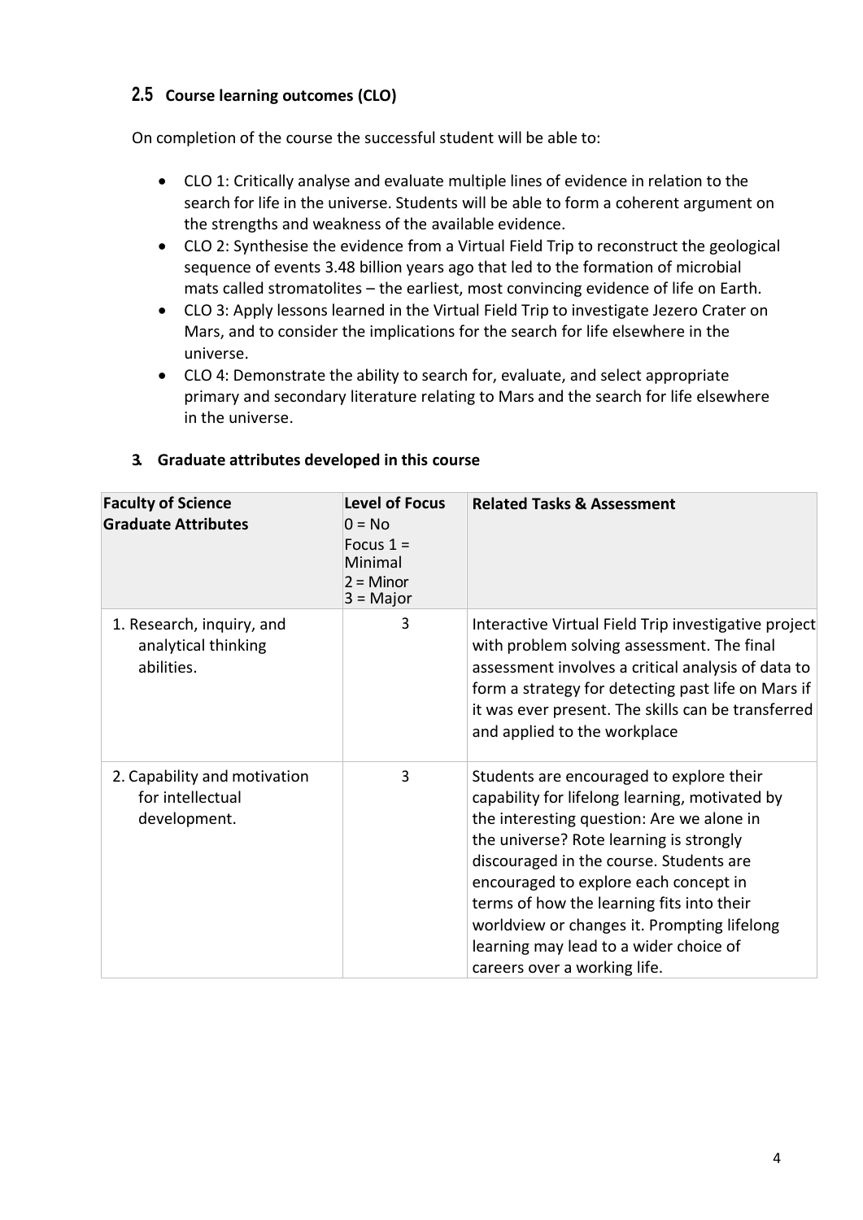## 2.5 Course learning outcomes (CLO)

On completion of the course the successful student will be able to:

- CLO 1: Critically analyse and evaluate multiple lines of evidence in relation to the search for life in the universe. Students will be able to form a coherent argument on the strengths and weakness of the available evidence.
- CLO 2: Synthesise the evidence from a Virtual Field Trip to reconstruct the geological sequence of events 3.48 billion years ago that led to the formation of microbial mats called stromatolites – the earliest, most convincing evidence of life on Earth.
- CLO 3: Apply lessons learned in the Virtual Field Trip to investigate Jezero Crater on Mars, and to consider the implications for the search for life elsewhere in the universe.
- CLO 4: Demonstrate the ability to search for, evaluate, and select appropriate primary and secondary literature relating to Mars and the search for life elsewhere in the universe.

## 3. Graduate attributes developed in this course

| Faculty of Science Graduate Attributes | Level of Focus 0 = No Focus 1 = Minimal 2 = Minor 3 = Major | Related Tasks & Assessment |
|---|---|---|
| 1. Research, inquiry, and analytical thinking abilities. | 3 | Interactive Virtual Field Trip investigative project with problem solving assessment. The final assessment involves a critical analysis of data to form a strategy for detecting past life on Mars if it was ever present. The skills can be transferred and applied to the workplace |
| 2. Capability and motivation for intellectual development. | 3 | Students are encouraged to explore their capability for lifelong learning, motivated by the interesting question: Are we alone in the universe? Rote learning is strongly discouraged in the course. Students are encouraged to explore each concept in terms of how the learning fits into their worldview or changes it. Prompting lifelong learning may lead to a wider choice of careers over a working life. |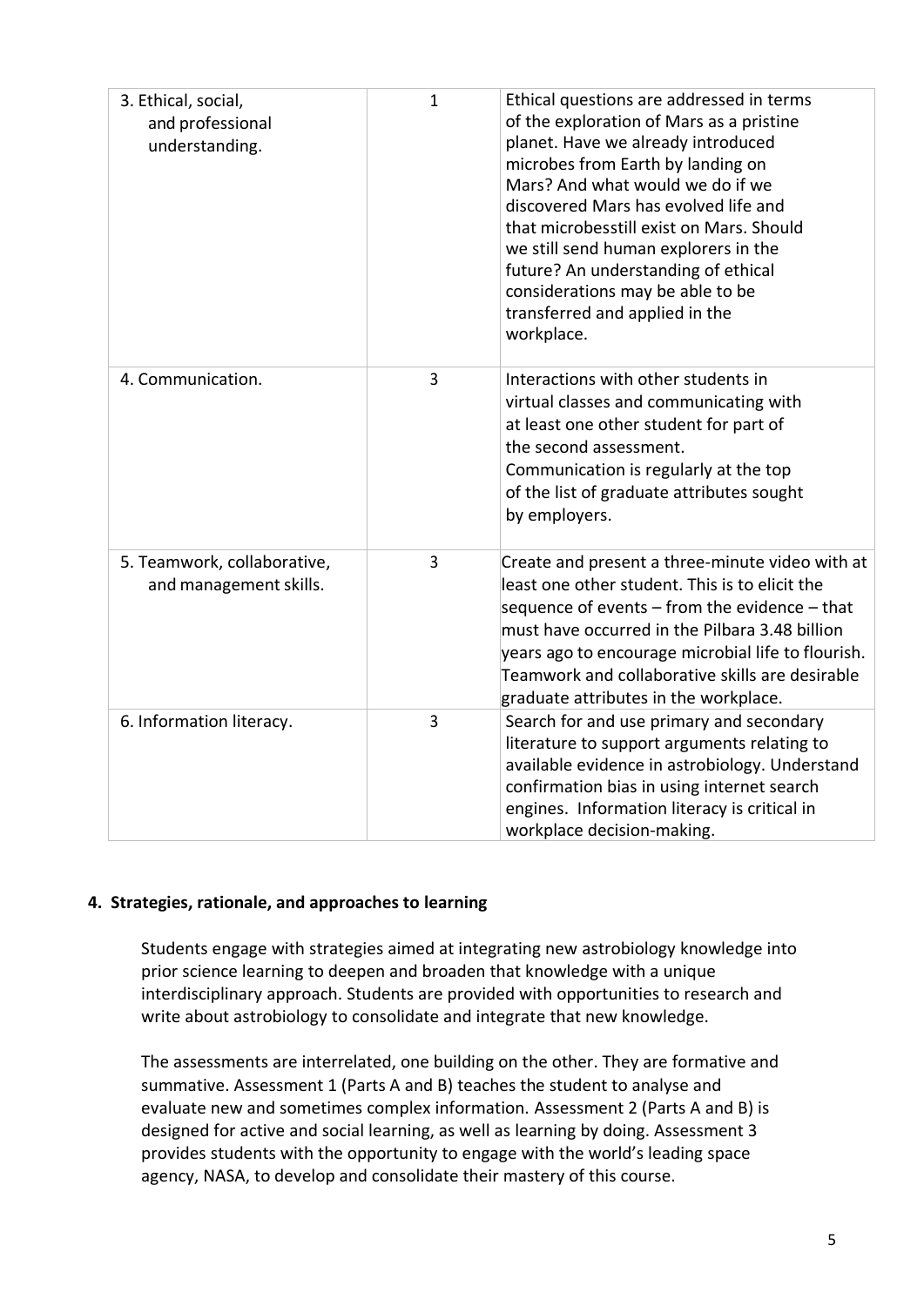| | | |
|---|---|---|
| 3. Ethical, social, and professional understanding. | 1 | Ethical questions are addressed in terms of the exploration of Mars as a pristine planet. Have we already introduced microbes from Earth by landing on Mars? And what would we do if we discovered Mars has evolved life and that microbesstill exist on Mars. Should we still send human explorers in the future? An understanding of ethical considerations may be able to be transferred and applied in the workplace. |
| 4. Communication. | 3 | Interactions with other students in virtual classes and communicating with at least one other student for part of the second assessment. Communication is regularly at the top of the list of graduate attributes sought by employers. |
| 5. Teamwork, collaborative, and management skills. | 3 | Create and present a three-minute video with at least one other student. This is to elicit the sequence of events – from the evidence – that must have occurred in the Pilbara 3.48 billion years ago to encourage microbial life to flourish. Teamwork and collaborative skills are desirable graduate attributes in the workplace. |
| 6. Information literacy. | 3 | Search for and use primary and secondary literature to support arguments relating to available evidence in astrobiology. Understand confirmation bias in using internet search engines. Information literacy is critical in workplace decision-making. |

**4. Strategies, rationale, and approaches to learning**

Students engage with strategies aimed at integrating new astrobiology knowledge into prior science learning to deepen and broaden that knowledge with a unique interdisciplinary approach. Students are provided with opportunities to research and write about astrobiology to consolidate and integrate that new knowledge.

The assessments are interrelated, one building on the other. They are formative and summative. Assessment 1 (Parts A and B) teaches the student to analyse and evaluate new and sometimes complex information. Assessment 2 (Parts A and B) is designed for active and social learning, as well as learning by doing. Assessment 3 provides students with the opportunity to engage with the world's leading space agency, NASA, to develop and consolidate their mastery of this course.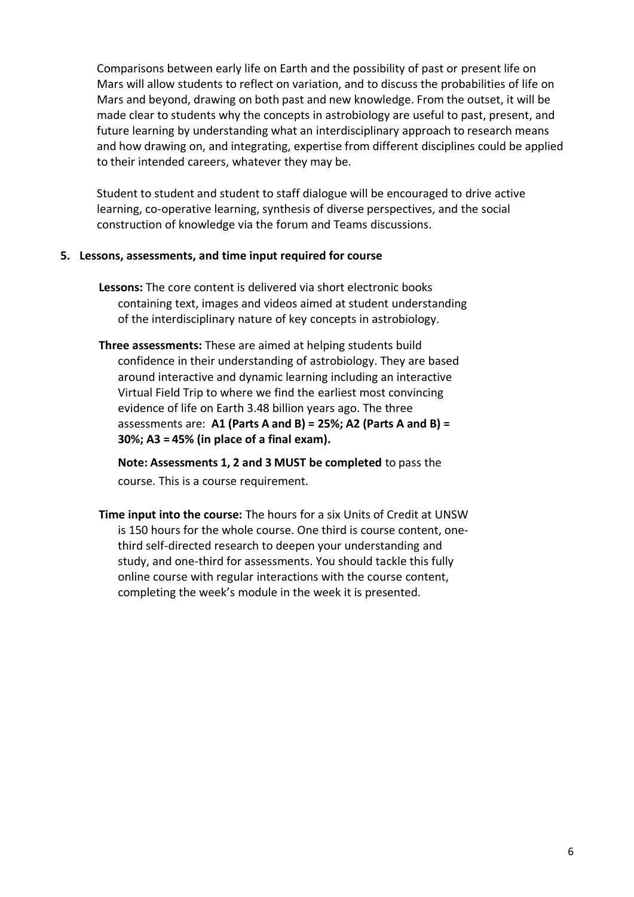Comparisons between early life on Earth and the possibility of past or present life on Mars will allow students to reflect on variation, and to discuss the probabilities of life on Mars and beyond, drawing on both past and new knowledge. From the outset, it will be made clear to students why the concepts in astrobiology are useful to past, present, and future learning by understanding what an interdisciplinary approach to research means and how drawing on, and integrating, expertise from different disciplines could be applied to their intended careers, whatever they may be.

Student to student and student to staff dialogue will be encouraged to drive active learning, co-operative learning, synthesis of diverse perspectives, and the social construction of knowledge via the forum and Teams discussions.

## 5. Lessons, assessments, and time input required for course

**Lessons:** The core content is delivered via short electronic books containing text, images and videos aimed at student understanding of the interdisciplinary nature of key concepts in astrobiology.

**Three assessments:** These are aimed at helping students build confidence in their understanding of astrobiology. They are based around interactive and dynamic learning including an interactive Virtual Field Trip to where we find the earliest most convincing evidence of life on Earth 3.48 billion years ago. The three assessments are: **A1 (Parts A and B) = 25%; A2 (Parts A and B) = 30%; A3 = 45% (in place of a final exam).**

**Note: Assessments 1, 2 and 3 MUST be completed** to pass the course. This is a course requirement.

**Time input into the course:** The hours for a six Units of Credit at UNSW is 150 hours for the whole course. One third is course content, one-third self-directed research to deepen your understanding and study, and one-third for assessments. You should tackle this fully online course with regular interactions with the course content, completing the week's module in the week it is presented.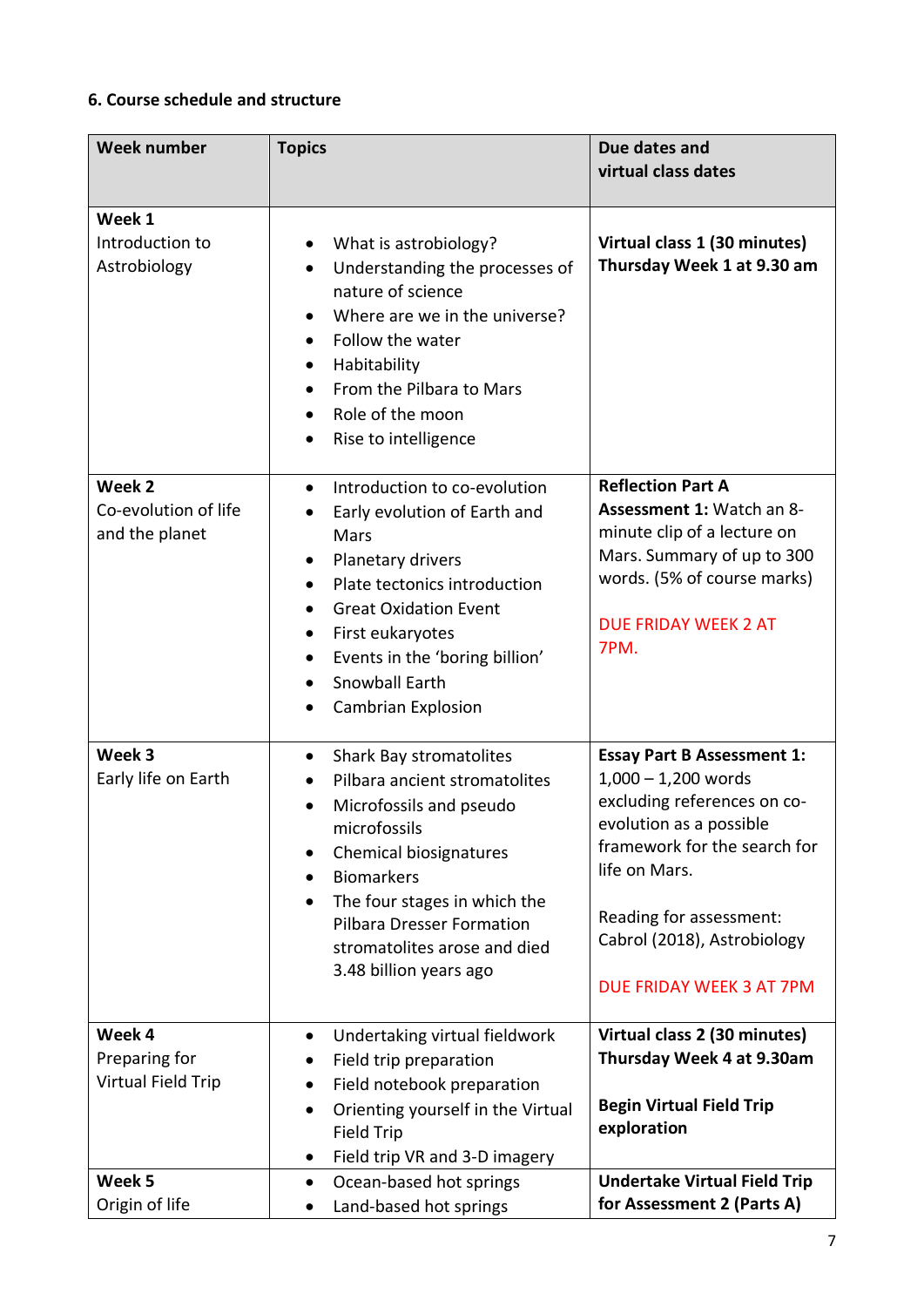**6. Course schedule and structure**

| Week number | Topics | Due dates and virtual class dates |
|---|---|---|
| **Week 1** Introduction to Astrobiology | • What is astrobiology? • Understanding the processes of nature of science • Where are we in the universe? • Follow the water • Habitability • From the Pilbara to Mars • Role of the moon • Rise to intelligence | **Virtual class 1 (30 minutes) Thursday Week 1 at 9.30 am** |
| **Week 2** Co-evolution of life and the planet | • Introduction to co-evolution • Early evolution of Earth and Mars • Planetary drivers • Plate tectonics introduction • Great Oxidation Event • First eukaryotes • Events in the 'boring billion' • Snowball Earth • Cambrian Explosion | **Reflection Part A Assessment 1:** Watch an 8-minute clip of a lecture on Mars. Summary of up to 300 words. (5% of course marks) DUE FRIDAY WEEK 2 AT 7PM. |
| **Week 3** Early life on Earth | • Shark Bay stromatolites • Pilbara ancient stromatolites • Microfossils and pseudo microfossils • Chemical biosignatures • Biomarkers • The four stages in which the Pilbara Dresser Formation stromatolites arose and died 3.48 billion years ago | **Essay Part B Assessment 1:** 1,000 – 1,200 words excluding references on co-evolution as a possible framework for the search for life on Mars. Reading for assessment: Cabrol (2018), Astrobiology DUE FRIDAY WEEK 3 AT 7PM |
| **Week 4** Preparing for Virtual Field Trip | • Undertaking virtual fieldwork • Field trip preparation • Field notebook preparation • Orienting yourself in the Virtual Field Trip • Field trip VR and 3-D imagery | **Virtual class 2 (30 minutes) Thursday Week 4 at 9.30am** **Begin Virtual Field Trip exploration** |
| **Week 5** Origin of life | • Ocean-based hot springs • Land-based hot springs | **Undertake Virtual Field Trip for Assessment 2 (Parts A)** |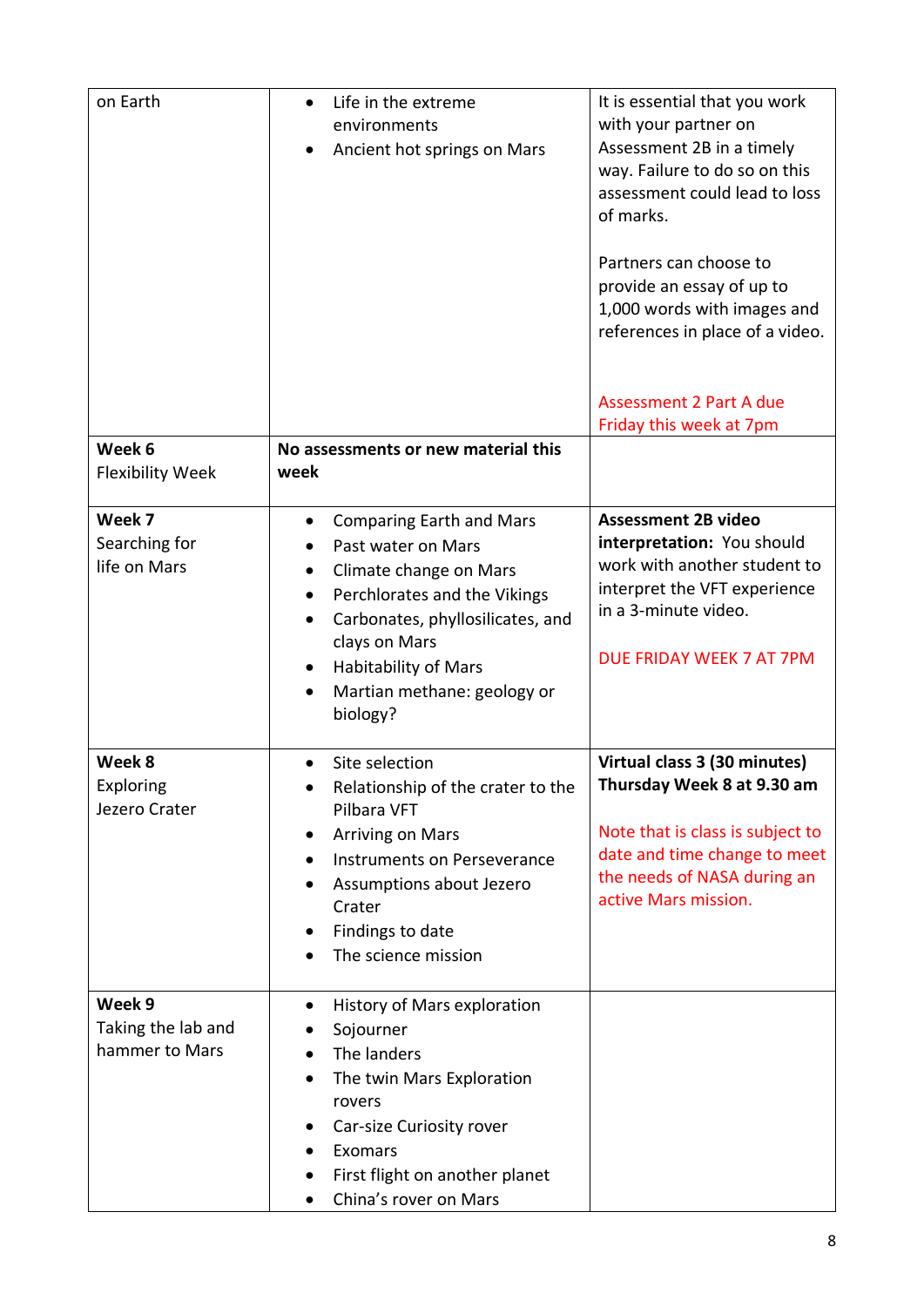| | | |
|---|---|---|
| on Earth | • Life in the extreme environments<br>• Ancient hot springs on Mars | It is essential that you work with your partner on Assessment 2B in a timely way. Failure to do so on this assessment could lead to loss of marks.<br><br>Partners can choose to provide an essay of up to 1,000 words with images and references in place of a video.<br><br>Assessment 2 Part A due Friday this week at 7pm |
| **Week 6**<br>Flexibility Week | **No assessments or new material this week** | |
| **Week 7**<br>Searching for life on Mars | • Comparing Earth and Mars<br>• Past water on Mars<br>• Climate change on Mars<br>• Perchlorates and the Vikings<br>• Carbonates, phyllosilicates, and clays on Mars<br>• Habitability of Mars<br>• Martian methane: geology or biology? | **Assessment 2B video interpretation:** You should work with another student to interpret the VFT experience in a 3-minute video.<br><br>DUE FRIDAY WEEK 7 AT 7PM |
| **Week 8**<br>Exploring Jezero Crater | • Site selection<br>• Relationship of the crater to the Pilbara VFT<br>• Arriving on Mars<br>• Instruments on Perseverance<br>• Assumptions about Jezero Crater<br>• Findings to date<br>• The science mission | **Virtual class 3 (30 minutes) Thursday Week 8 at 9.30 am**<br><br>Note that is class is subject to date and time change to meet the needs of NASA during an active Mars mission. |
| **Week 9**<br>Taking the lab and hammer to Mars | • History of Mars exploration<br>• Sojourner<br>• The landers<br>• The twin Mars Exploration rovers<br>• Car-size Curiosity rover<br>• Exomars<br>• First flight on another planet<br>• China's rover on Mars | |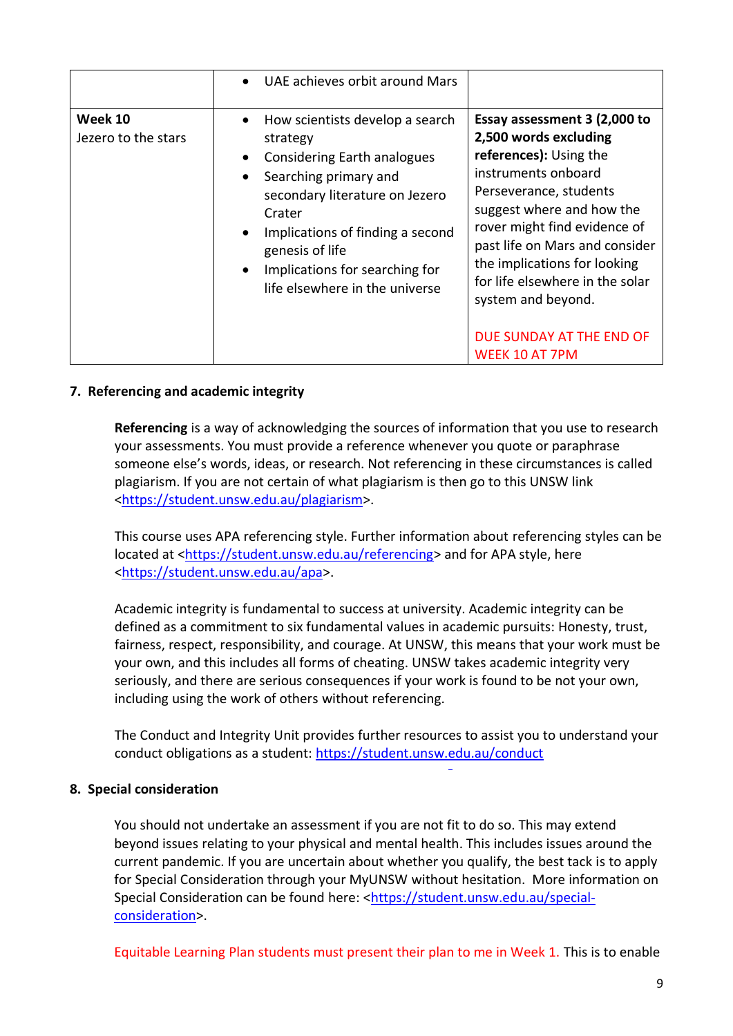| | | |
|---|---|---|
| | • UAE achieves orbit around Mars | |
| **Week 10**<br>Jezero to the stars | • How scientists develop a search strategy<br>• Considering Earth analogues<br>• Searching primary and secondary literature on Jezero Crater<br>• Implications of finding a second genesis of life<br>• Implications for searching for life elsewhere in the universe | **Essay assessment 3 (2,000 to 2,500 words excluding references):** Using the instruments onboard Perseverance, students suggest where and how the rover might find evidence of past life on Mars and consider the implications for looking for life elsewhere in the solar system and beyond.<br><br>DUE SUNDAY AT THE END OF WEEK 10 AT 7PM |

## 7. Referencing and academic integrity

**Referencing** is a way of acknowledging the sources of information that you use to research your assessments. You must provide a reference whenever you quote or paraphrase someone else's words, ideas, or research. Not referencing in these circumstances is called plagiarism. If you are not certain of what plagiarism is then go to this UNSW link <https://student.unsw.edu.au/plagiarism>.

This course uses APA referencing style. Further information about referencing styles can be located at <https://student.unsw.edu.au/referencing> and for APA style, here <https://student.unsw.edu.au/apa>.

Academic integrity is fundamental to success at university. Academic integrity can be defined as a commitment to six fundamental values in academic pursuits: Honesty, trust, fairness, respect, responsibility, and courage. At UNSW, this means that your work must be your own, and this includes all forms of cheating. UNSW takes academic integrity very seriously, and there are serious consequences if your work is found to be not your own, including using the work of others without referencing.

The Conduct and Integrity Unit provides further resources to assist you to understand your conduct obligations as a student: https://student.unsw.edu.au/conduct

## 8. Special consideration

You should not undertake an assessment if you are not fit to do so. This may extend beyond issues relating to your physical and mental health. This includes issues around the current pandemic. If you are uncertain about whether you qualify, the best tack is to apply for Special Consideration through your MyUNSW without hesitation. More information on Special Consideration can be found here: <https://student.unsw.edu.au/special-consideration>.

Equitable Learning Plan students must present their plan to me in Week 1. This is to enable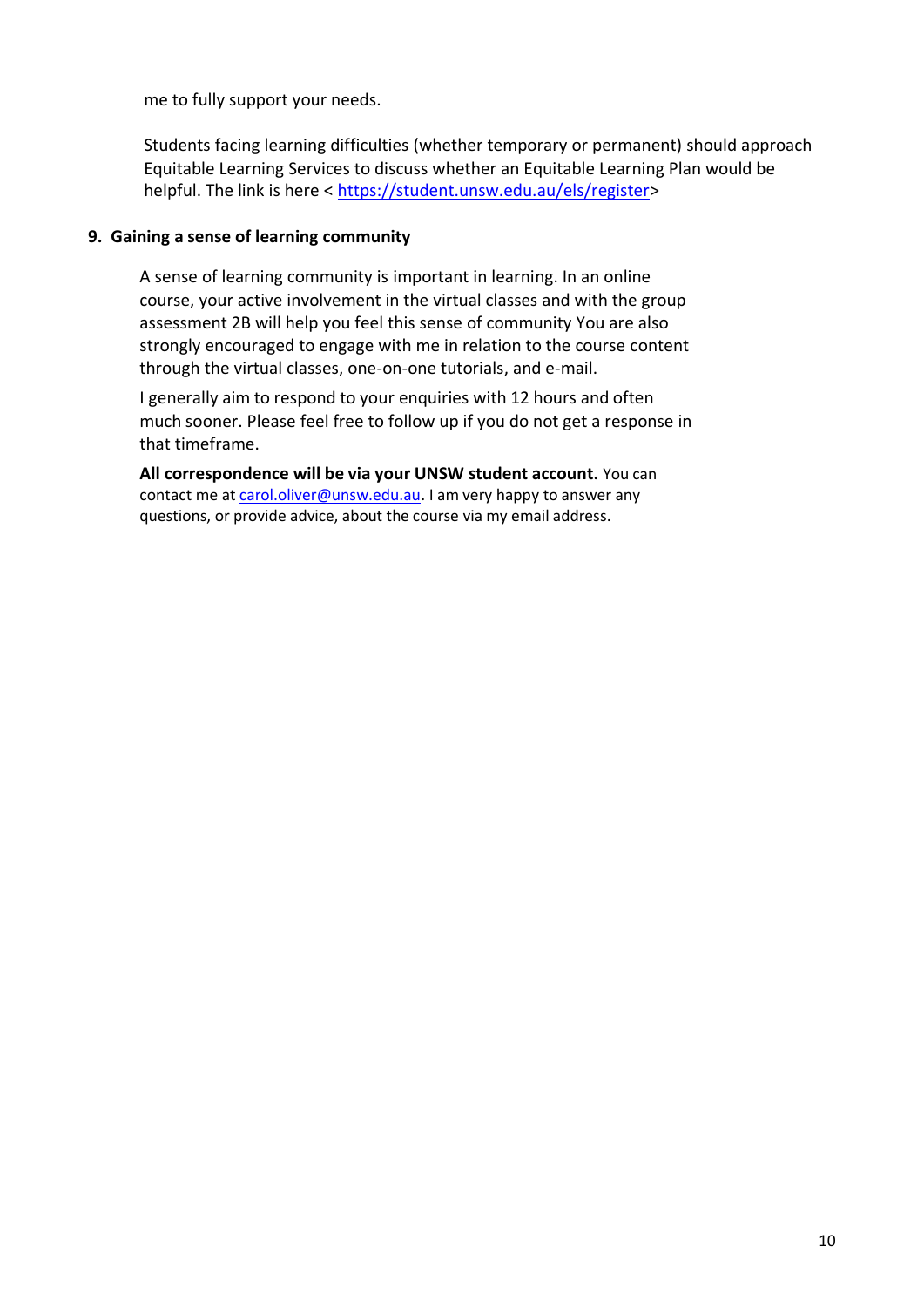me to fully support your needs.

Students facing learning difficulties (whether temporary or permanent) should approach Equitable Learning Services to discuss whether an Equitable Learning Plan would be helpful. The link is here < https://student.unsw.edu.au/els/register>

## 9. Gaining a sense of learning community

A sense of learning community is important in learning. In an online course, your active involvement in the virtual classes and with the group assessment 2B will help you feel this sense of community You are also strongly encouraged to engage with me in relation to the course content through the virtual classes, one-on-one tutorials, and e-mail.

I generally aim to respond to your enquiries with 12 hours and often much sooner. Please feel free to follow up if you do not get a response in that timeframe.

**All correspondence will be via your UNSW student account.** You can contact me at carol.oliver@unsw.edu.au. I am very happy to answer any questions, or provide advice, about the course via my email address.